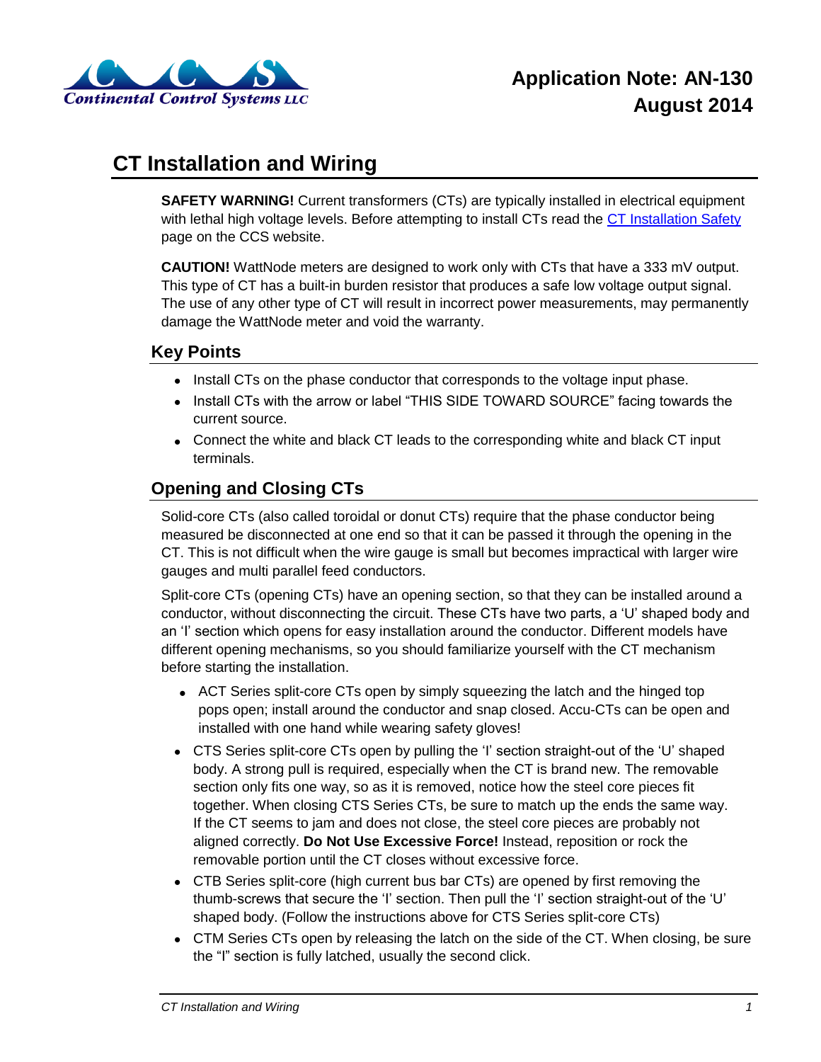Continental Control Systems LLC

**Application Note: AN-130**
**August 2014**

# CT Installation and Wiring

**SAFETY WARNING!** Current transformers (CTs) are typically installed in electrical equipment with lethal high voltage levels. Before attempting to install CTs read the CT Installation Safety page on the CCS website.

**CAUTION!** WattNode meters are designed to work only with CTs that have a 333 mV output. This type of CT has a built-in burden resistor that produces a safe low voltage output signal. The use of any other type of CT will result in incorrect power measurements, may permanently damage the WattNode meter and void the warranty.

## Key Points

- Install CTs on the phase conductor that corresponds to the voltage input phase.
- Install CTs with the arrow or label "THIS SIDE TOWARD SOURCE" facing towards the current source.
- Connect the white and black CT leads to the corresponding white and black CT input terminals.

## Opening and Closing CTs

Solid-core CTs (also called toroidal or donut CTs) require that the phase conductor being measured be disconnected at one end so that it can be passed it through the opening in the CT. This is not difficult when the wire gauge is small but becomes impractical with larger wire gauges and multi parallel feed conductors.

Split-core CTs (opening CTs) have an opening section, so that they can be installed around a conductor, without disconnecting the circuit. These CTs have two parts, a 'U' shaped body and an 'I' section which opens for easy installation around the conductor. Different models have different opening mechanisms, so you should familiarize yourself with the CT mechanism before starting the installation.

- ACT Series split-core CTs open by simply squeezing the latch and the hinged top pops open; install around the conductor and snap closed. Accu-CTs can be open and installed with one hand while wearing safety gloves!
- CTS Series split-core CTs open by pulling the 'I' section straight-out of the 'U' shaped body. A strong pull is required, especially when the CT is brand new. The removable section only fits one way, so as it is removed, notice how the steel core pieces fit together. When closing CTS Series CTs, be sure to match up the ends the same way. If the CT seems to jam and does not close, the steel core pieces are probably not aligned correctly. **Do Not Use Excessive Force!** Instead, reposition or rock the removable portion until the CT closes without excessive force.
- CTB Series split-core (high current bus bar CTs) are opened by first removing the thumb-screws that secure the 'I' section. Then pull the 'I' section straight-out of the 'U' shaped body. (Follow the instructions above for CTS Series split-core CTs)
- CTM Series CTs open by releasing the latch on the side of the CT. When closing, be sure the "I" section is fully latched, usually the second click.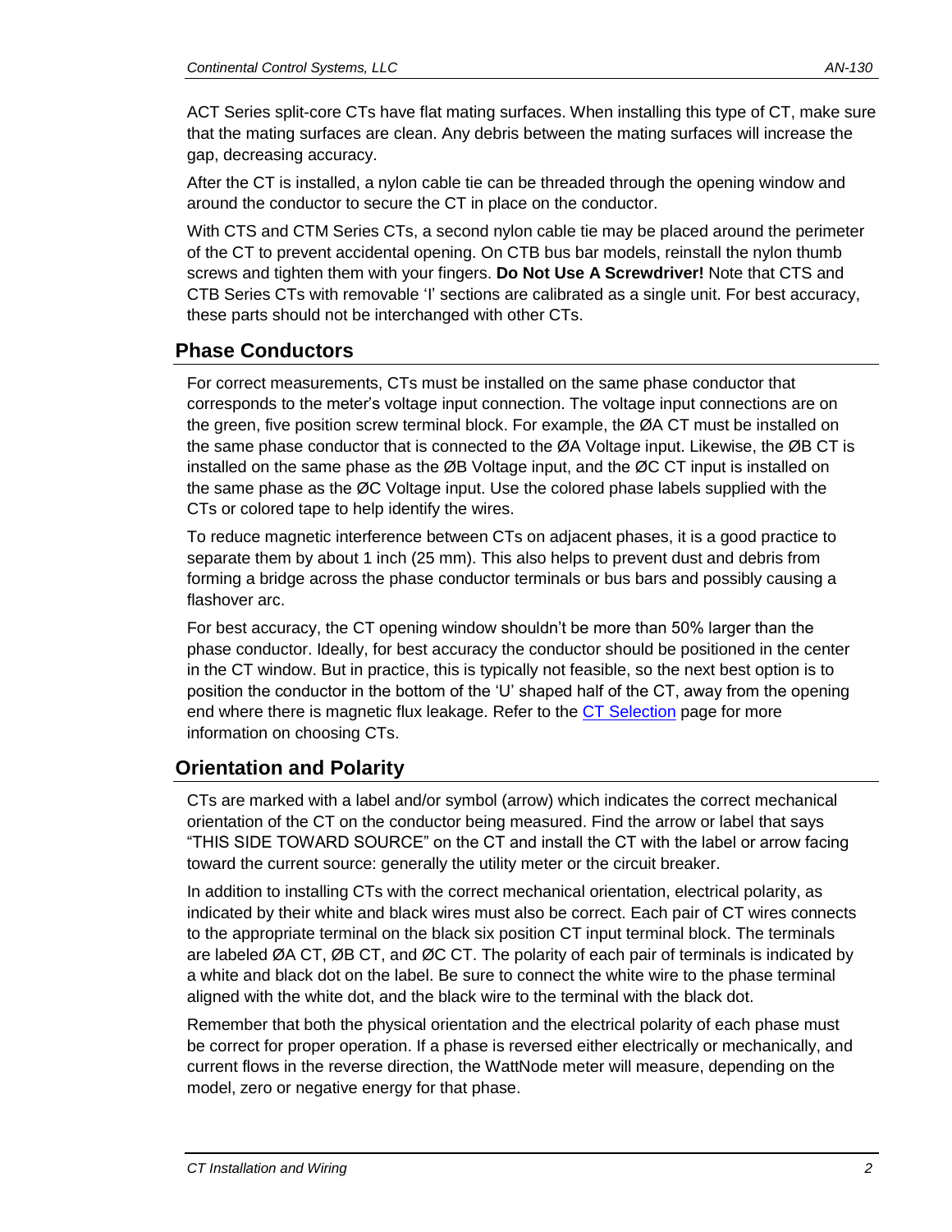ACT Series split-core CTs have flat mating surfaces. When installing this type of CT, make sure that the mating surfaces are clean. Any debris between the mating surfaces will increase the gap, decreasing accuracy.

After the CT is installed, a nylon cable tie can be threaded through the opening window and around the conductor to secure the CT in place on the conductor.

With CTS and CTM Series CTs, a second nylon cable tie may be placed around the perimeter of the CT to prevent accidental opening. On CTB bus bar models, reinstall the nylon thumb screws and tighten them with your fingers. **Do Not Use A Screwdriver!** Note that CTS and CTB Series CTs with removable 'I' sections are calibrated as a single unit. For best accuracy, these parts should not be interchanged with other CTs.

## Phase Conductors

For correct measurements, CTs must be installed on the same phase conductor that corresponds to the meter's voltage input connection. The voltage input connections are on the green, five position screw terminal block. For example, the ØA CT must be installed on the same phase conductor that is connected to the ØA Voltage input. Likewise, the ØB CT is installed on the same phase as the ØB Voltage input, and the ØC CT input is installed on the same phase as the ØC Voltage input. Use the colored phase labels supplied with the CTs or colored tape to help identify the wires.

To reduce magnetic interference between CTs on adjacent phases, it is a good practice to separate them by about 1 inch (25 mm). This also helps to prevent dust and debris from forming a bridge across the phase conductor terminals or bus bars and possibly causing a flashover arc.

For best accuracy, the CT opening window shouldn't be more than 50% larger than the phase conductor. Ideally, for best accuracy the conductor should be positioned in the center in the CT window. But in practice, this is typically not feasible, so the next best option is to position the conductor in the bottom of the 'U' shaped half of the CT, away from the opening end where there is magnetic flux leakage. Refer to the CT Selection page for more information on choosing CTs.

## Orientation and Polarity

CTs are marked with a label and/or symbol (arrow) which indicates the correct mechanical orientation of the CT on the conductor being measured. Find the arrow or label that says "THIS SIDE TOWARD SOURCE" on the CT and install the CT with the label or arrow facing toward the current source: generally the utility meter or the circuit breaker.

In addition to installing CTs with the correct mechanical orientation, electrical polarity, as indicated by their white and black wires must also be correct. Each pair of CT wires connects to the appropriate terminal on the black six position CT input terminal block. The terminals are labeled ØA CT, ØB CT, and ØC CT. The polarity of each pair of terminals is indicated by a white and black dot on the label. Be sure to connect the white wire to the phase terminal aligned with the white dot, and the black wire to the terminal with the black dot.

Remember that both the physical orientation and the electrical polarity of each phase must be correct for proper operation. If a phase is reversed either electrically or mechanically, and current flows in the reverse direction, the WattNode meter will measure, depending on the model, zero or negative energy for that phase.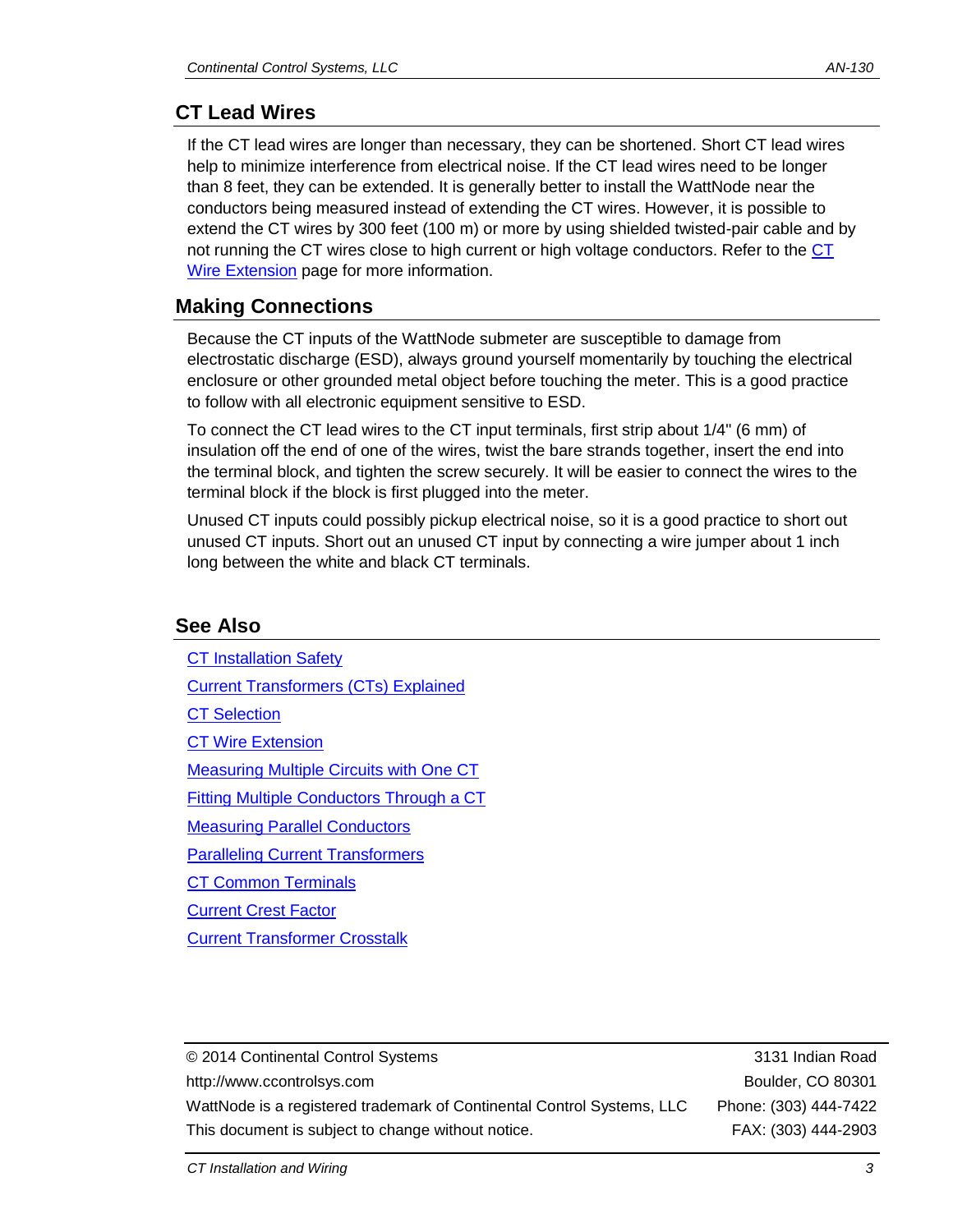## CT Lead Wires

If the CT lead wires are longer than necessary, they can be shortened. Short CT lead wires help to minimize interference from electrical noise. If the CT lead wires need to be longer than 8 feet, they can be extended. It is generally better to install the WattNode near the conductors being measured instead of extending the CT wires. However, it is possible to extend the CT wires by 300 feet (100 m) or more by using shielded twisted-pair cable and by not running the CT wires close to high current or high voltage conductors. Refer to the CT Wire Extension page for more information.

## Making Connections

Because the CT inputs of the WattNode submeter are susceptible to damage from electrostatic discharge (ESD), always ground yourself momentarily by touching the electrical enclosure or other grounded metal object before touching the meter. This is a good practice to follow with all electronic equipment sensitive to ESD.

To connect the CT lead wires to the CT input terminals, first strip about 1/4" (6 mm) of insulation off the end of one of the wires, twist the bare strands together, insert the end into the terminal block, and tighten the screw securely. It will be easier to connect the wires to the terminal block if the block is first plugged into the meter.

Unused CT inputs could possibly pickup electrical noise, so it is a good practice to short out unused CT inputs. Short out an unused CT input by connecting a wire jumper about 1 inch long between the white and black CT terminals.

## See Also

CT Installation Safety

Current Transformers (CTs) Explained

CT Selection

CT Wire Extension

Measuring Multiple Circuits with One CT

Fitting Multiple Conductors Through a CT

Measuring Parallel Conductors

Paralleling Current Transformers

CT Common Terminals

Current Crest Factor

Current Transformer Crosstalk

© 2014 Continental Control Systems
http://www.ccontrolsys.com
WattNode is a registered trademark of Continental Control Systems, LLC
This document is subject to change without notice.

3131 Indian Road
Boulder, CO 80301
Phone: (303) 444-7422
FAX: (303) 444-2903